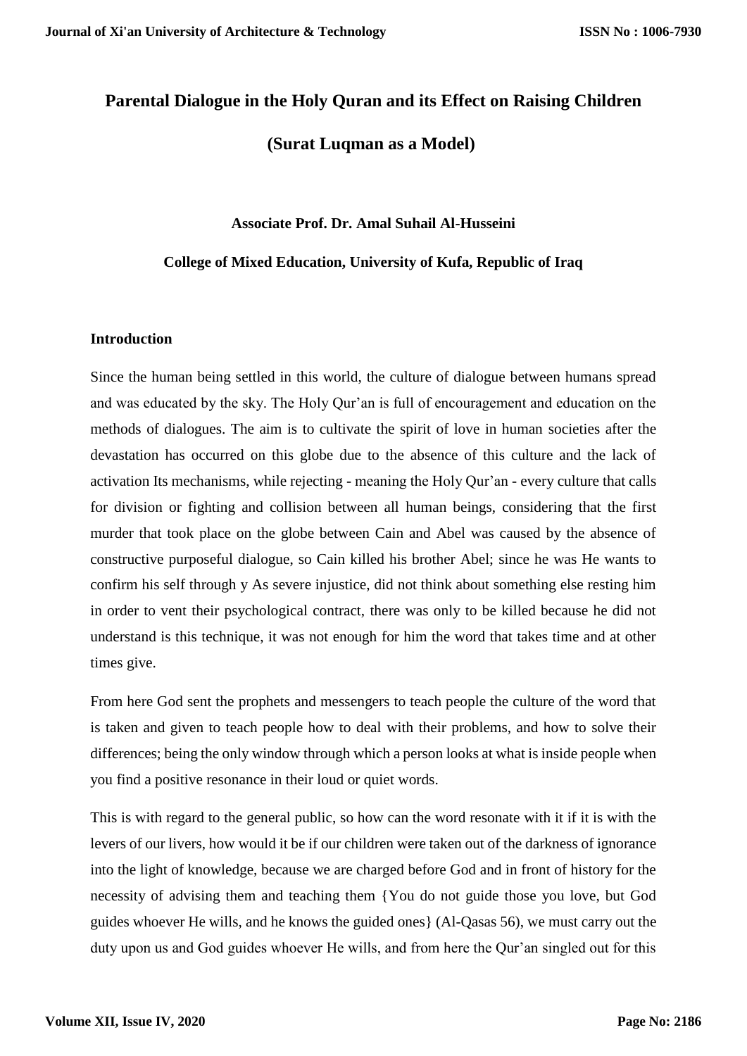# Parental Dialogue in the Holy Quran and its Effect on Raising Children

# (Surat Luqman as a Model)

**Associate Prof. Dr. Amal Suhail Al-Husseini**

**College of Mixed Education, University of Kufa, Republic of Iraq**

## Introduction

Since the human being settled in this world, the culture of dialogue between humans spread and was educated by the sky. The Holy Qur'an is full of encouragement and education on the methods of dialogues. The aim is to cultivate the spirit of love in human societies after the devastation has occurred on this globe due to the absence of this culture and the lack of activation Its mechanisms, while rejecting - meaning the Holy Qur'an - every culture that calls for division or fighting and collision between all human beings, considering that the first murder that took place on the globe between Cain and Abel was caused by the absence of constructive purposeful dialogue, so Cain killed his brother Abel; since he was He wants to confirm his self through y As severe injustice, did not think about something else resting him in order to vent their psychological contract, there was only to be killed because he did not understand is this technique, it was not enough for him the word that takes time and at other times give.

From here God sent the prophets and messengers to teach people the culture of the word that is taken and given to teach people how to deal with their problems, and how to solve their differences; being the only window through which a person looks at what is inside people when you find a positive resonance in their loud or quiet words.

This is with regard to the general public, so how can the word resonate with it if it is with the levers of our livers, how would it be if our children were taken out of the darkness of ignorance into the light of knowledge, because we are charged before God and in front of history for the necessity of advising them and teaching them {You do not guide those you love, but God guides whoever He wills, and he knows the guided ones} (Al-Qasas 56), we must carry out the duty upon us and God guides whoever He wills, and from here the Qur'an singled out for this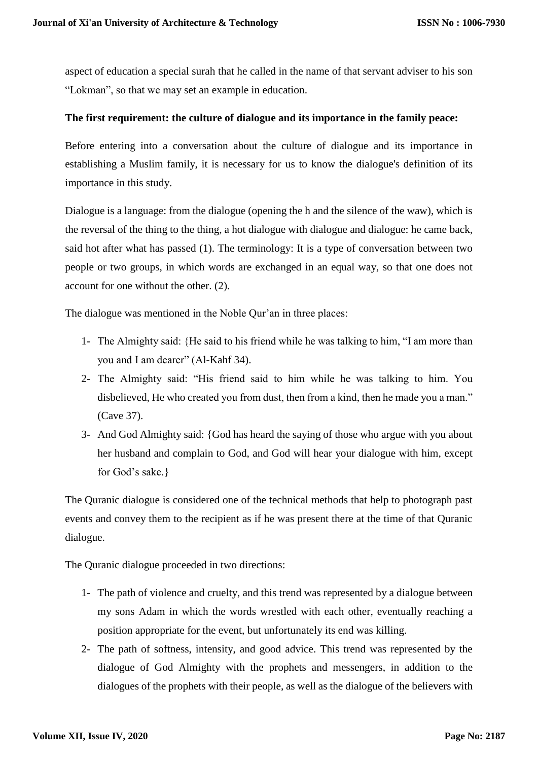aspect of education a special surah that he called in the name of that servant adviser to his son "Lokman", so that we may set an example in education.

**The first requirement: the culture of dialogue and its importance in the family peace:**

Before entering into a conversation about the culture of dialogue and its importance in establishing a Muslim family, it is necessary for us to know the dialogue's definition of its importance in this study.

Dialogue is a language: from the dialogue (opening the h and the silence of the waw), which is the reversal of the thing to the thing, a hot dialogue with dialogue and dialogue: he came back, said hot after what has passed (1). The terminology: It is a type of conversation between two people or two groups, in which words are exchanged in an equal way, so that one does not account for one without the other. (2).

The dialogue was mentioned in the Noble Qur'an in three places:

1- The Almighty said: {He said to his friend while he was talking to him, "I am more than you and I am dearer" (Al-Kahf 34).
2- The Almighty said: "His friend said to him while he was talking to him. You disbelieved, He who created you from dust, then from a kind, then he made you a man." (Cave 37).
3- And God Almighty said: {God has heard the saying of those who argue with you about her husband and complain to God, and God will hear your dialogue with him, except for God's sake.}

The Quranic dialogue is considered one of the technical methods that help to photograph past events and convey them to the recipient as if he was present there at the time of that Quranic dialogue.

The Quranic dialogue proceeded in two directions:

1- The path of violence and cruelty, and this trend was represented by a dialogue between my sons Adam in which the words wrestled with each other, eventually reaching a position appropriate for the event, but unfortunately its end was killing.
2- The path of softness, intensity, and good advice. This trend was represented by the dialogue of God Almighty with the prophets and messengers, in addition to the dialogues of the prophets with their people, as well as the dialogue of the believers with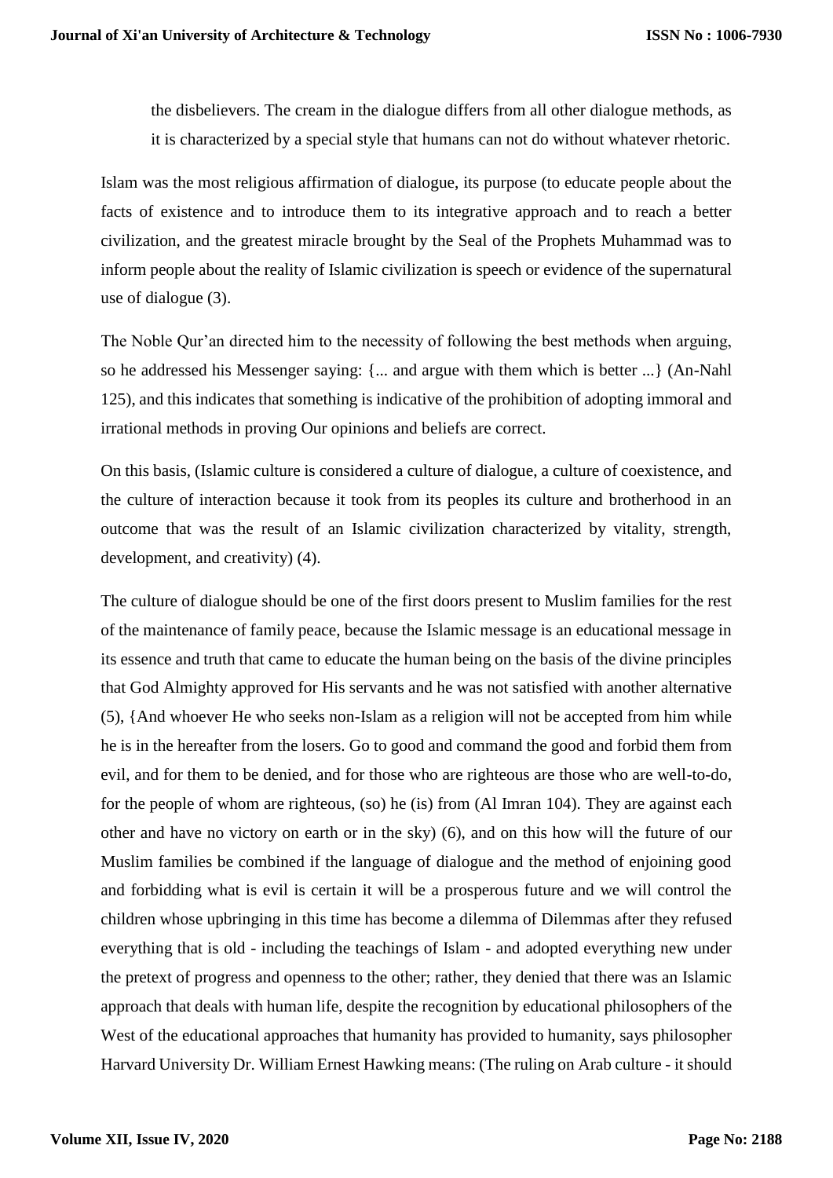the disbelievers. The cream in the dialogue differs from all other dialogue methods, as it is characterized by a special style that humans can not do without whatever rhetoric.

Islam was the most religious affirmation of dialogue, its purpose (to educate people about the facts of existence and to introduce them to its integrative approach and to reach a better civilization, and the greatest miracle brought by the Seal of the Prophets Muhammad was to inform people about the reality of Islamic civilization is speech or evidence of the supernatural use of dialogue (3).

The Noble Qur'an directed him to the necessity of following the best methods when arguing, so he addressed his Messenger saying: {... and argue with them which is better ...} (An-Nahl 125), and this indicates that something is indicative of the prohibition of adopting immoral and irrational methods in proving Our opinions and beliefs are correct.

On this basis, (Islamic culture is considered a culture of dialogue, a culture of coexistence, and the culture of interaction because it took from its peoples its culture and brotherhood in an outcome that was the result of an Islamic civilization characterized by vitality, strength, development, and creativity) (4).

The culture of dialogue should be one of the first doors present to Muslim families for the rest of the maintenance of family peace, because the Islamic message is an educational message in its essence and truth that came to educate the human being on the basis of the divine principles that God Almighty approved for His servants and he was not satisfied with another alternative (5), {And whoever He who seeks non-Islam as a religion will not be accepted from him while he is in the hereafter from the losers. Go to good and command the good and forbid them from evil, and for them to be denied, and for those who are righteous are those who are well-to-do, for the people of whom are righteous, (so) he (is) from (Al Imran 104). They are against each other and have no victory on earth or in the sky) (6), and on this how will the future of our Muslim families be combined if the language of dialogue and the method of enjoining good and forbidding what is evil is certain it will be a prosperous future and we will control the children whose upbringing in this time has become a dilemma of Dilemmas after they refused everything that is old - including the teachings of Islam - and adopted everything new under the pretext of progress and openness to the other; rather, they denied that there was an Islamic approach that deals with human life, despite the recognition by educational philosophers of the West of the educational approaches that humanity has provided to humanity, says philosopher Harvard University Dr. William Ernest Hawking means: (The ruling on Arab culture - it should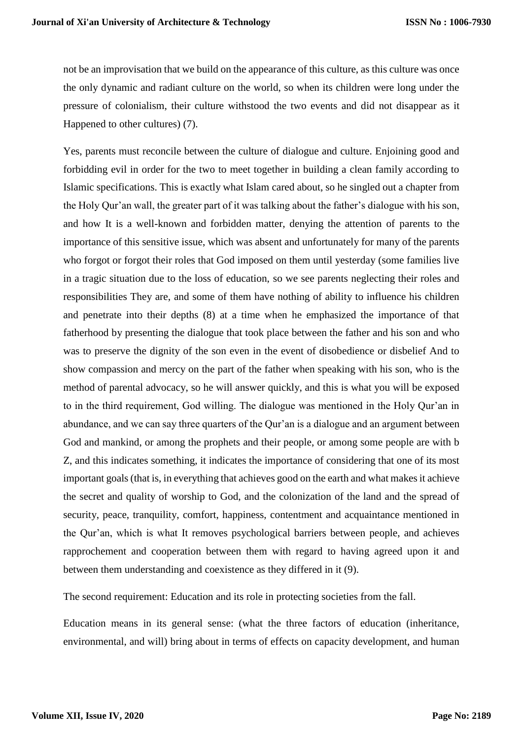not be an improvisation that we build on the appearance of this culture, as this culture was once the only dynamic and radiant culture on the world, so when its children were long under the pressure of colonialism, their culture withstood the two events and did not disappear as it Happened to other cultures) (7).

Yes, parents must reconcile between the culture of dialogue and culture. Enjoining good and forbidding evil in order for the two to meet together in building a clean family according to Islamic specifications. This is exactly what Islam cared about, so he singled out a chapter from the Holy Qur'an wall, the greater part of it was talking about the father's dialogue with his son, and how It is a well-known and forbidden matter, denying the attention of parents to the importance of this sensitive issue, which was absent and unfortunately for many of the parents who forgot or forgot their roles that God imposed on them until yesterday (some families live in a tragic situation due to the loss of education, so we see parents neglecting their roles and responsibilities They are, and some of them have nothing of ability to influence his children and penetrate into their depths (8) at a time when he emphasized the importance of that fatherhood by presenting the dialogue that took place between the father and his son and who was to preserve the dignity of the son even in the event of disobedience or disbelief And to show compassion and mercy on the part of the father when speaking with his son, who is the method of parental advocacy, so he will answer quickly, and this is what you will be exposed to in the third requirement, God willing. The dialogue was mentioned in the Holy Qur'an in abundance, and we can say three quarters of the Qur'an is a dialogue and an argument between God and mankind, or among the prophets and their people, or among some people are with b Z, and this indicates something, it indicates the importance of considering that one of its most important goals (that is, in everything that achieves good on the earth and what makes it achieve the secret and quality of worship to God, and the colonization of the land and the spread of security, peace, tranquility, comfort, happiness, contentment and acquaintance mentioned in the Qur'an, which is what It removes psychological barriers between people, and achieves rapprochement and cooperation between them with regard to having agreed upon it and between them understanding and coexistence as they differed in it (9).

The second requirement: Education and its role in protecting societies from the fall.

Education means in its general sense: (what the three factors of education (inheritance, environmental, and will) bring about in terms of effects on capacity development, and human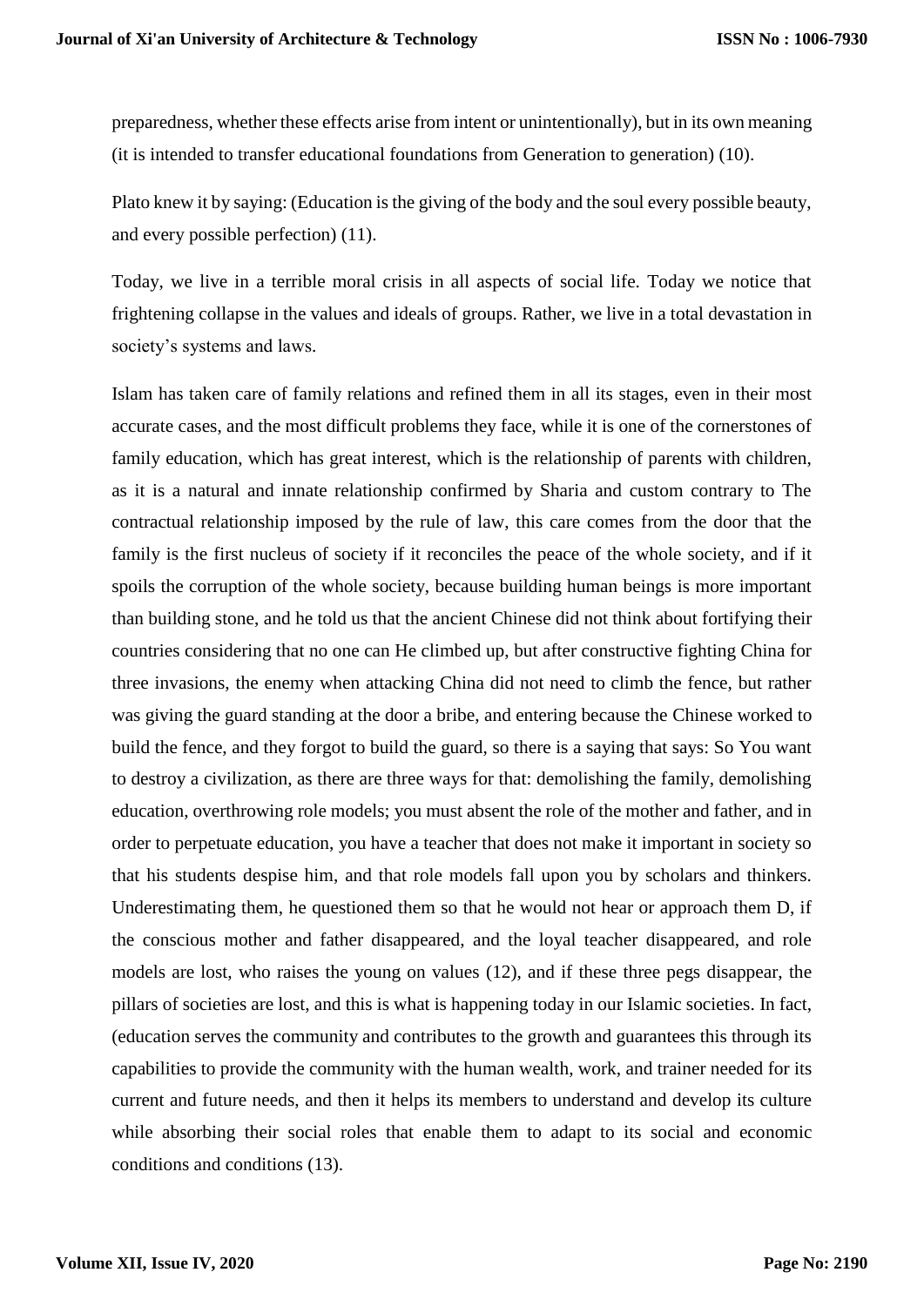preparedness, whether these effects arise from intent or unintentionally), but in its own meaning (it is intended to transfer educational foundations from Generation to generation) (10).

Plato knew it by saying: (Education is the giving of the body and the soul every possible beauty, and every possible perfection) (11).

Today, we live in a terrible moral crisis in all aspects of social life. Today we notice that frightening collapse in the values and ideals of groups. Rather, we live in a total devastation in society's systems and laws.

Islam has taken care of family relations and refined them in all its stages, even in their most accurate cases, and the most difficult problems they face, while it is one of the cornerstones of family education, which has great interest, which is the relationship of parents with children, as it is a natural and innate relationship confirmed by Sharia and custom contrary to The contractual relationship imposed by the rule of law, this care comes from the door that the family is the first nucleus of society if it reconciles the peace of the whole society, and if it spoils the corruption of the whole society, because building human beings is more important than building stone, and he told us that the ancient Chinese did not think about fortifying their countries considering that no one can He climbed up, but after constructive fighting China for three invasions, the enemy when attacking China did not need to climb the fence, but rather was giving the guard standing at the door a bribe, and entering because the Chinese worked to build the fence, and they forgot to build the guard, so there is a saying that says: So You want to destroy a civilization, as there are three ways for that: demolishing the family, demolishing education, overthrowing role models; you must absent the role of the mother and father, and in order to perpetuate education, you have a teacher that does not make it important in society so that his students despise him, and that role models fall upon you by scholars and thinkers. Underestimating them, he questioned them so that he would not hear or approach them D, if the conscious mother and father disappeared, and the loyal teacher disappeared, and role models are lost, who raises the young on values (12), and if these three pegs disappear, the pillars of societies are lost, and this is what is happening today in our Islamic societies. In fact, (education serves the community and contributes to the growth and guarantees this through its capabilities to provide the community with the human wealth, work, and trainer needed for its current and future needs, and then it helps its members to understand and develop its culture while absorbing their social roles that enable them to adapt to its social and economic conditions and conditions (13).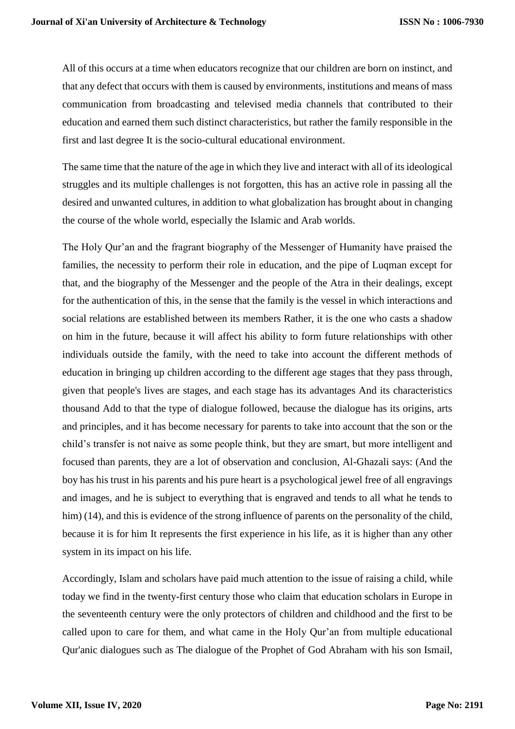All of this occurs at a time when educators recognize that our children are born on instinct, and that any defect that occurs with them is caused by environments, institutions and means of mass communication from broadcasting and televised media channels that contributed to their education and earned them such distinct characteristics, but rather the family responsible in the first and last degree It is the socio-cultural educational environment.

The same time that the nature of the age in which they live and interact with all of its ideological struggles and its multiple challenges is not forgotten, this has an active role in passing all the desired and unwanted cultures, in addition to what globalization has brought about in changing the course of the whole world, especially the Islamic and Arab worlds.

The Holy Qur'an and the fragrant biography of the Messenger of Humanity have praised the families, the necessity to perform their role in education, and the pipe of Luqman except for that, and the biography of the Messenger and the people of the Atra in their dealings, except for the authentication of this, in the sense that the family is the vessel in which interactions and social relations are established between its members Rather, it is the one who casts a shadow on him in the future, because it will affect his ability to form future relationships with other individuals outside the family, with the need to take into account the different methods of education in bringing up children according to the different age stages that they pass through, given that people's lives are stages, and each stage has its advantages And its characteristics thousand Add to that the type of dialogue followed, because the dialogue has its origins, arts and principles, and it has become necessary for parents to take into account that the son or the child's transfer is not naive as some people think, but they are smart, but more intelligent and focused than parents, they are a lot of observation and conclusion, Al-Ghazali says: (And the boy has his trust in his parents and his pure heart is a psychological jewel free of all engravings and images, and he is subject to everything that is engraved and tends to all what he tends to him) (14), and this is evidence of the strong influence of parents on the personality of the child, because it is for him It represents the first experience in his life, as it is higher than any other system in its impact on his life.

Accordingly, Islam and scholars have paid much attention to the issue of raising a child, while today we find in the twenty-first century those who claim that education scholars in Europe in the seventeenth century were the only protectors of children and childhood and the first to be called upon to care for them, and what came in the Holy Qur'an from multiple educational Qur'anic dialogues such as The dialogue of the Prophet of God Abraham with his son Ismail,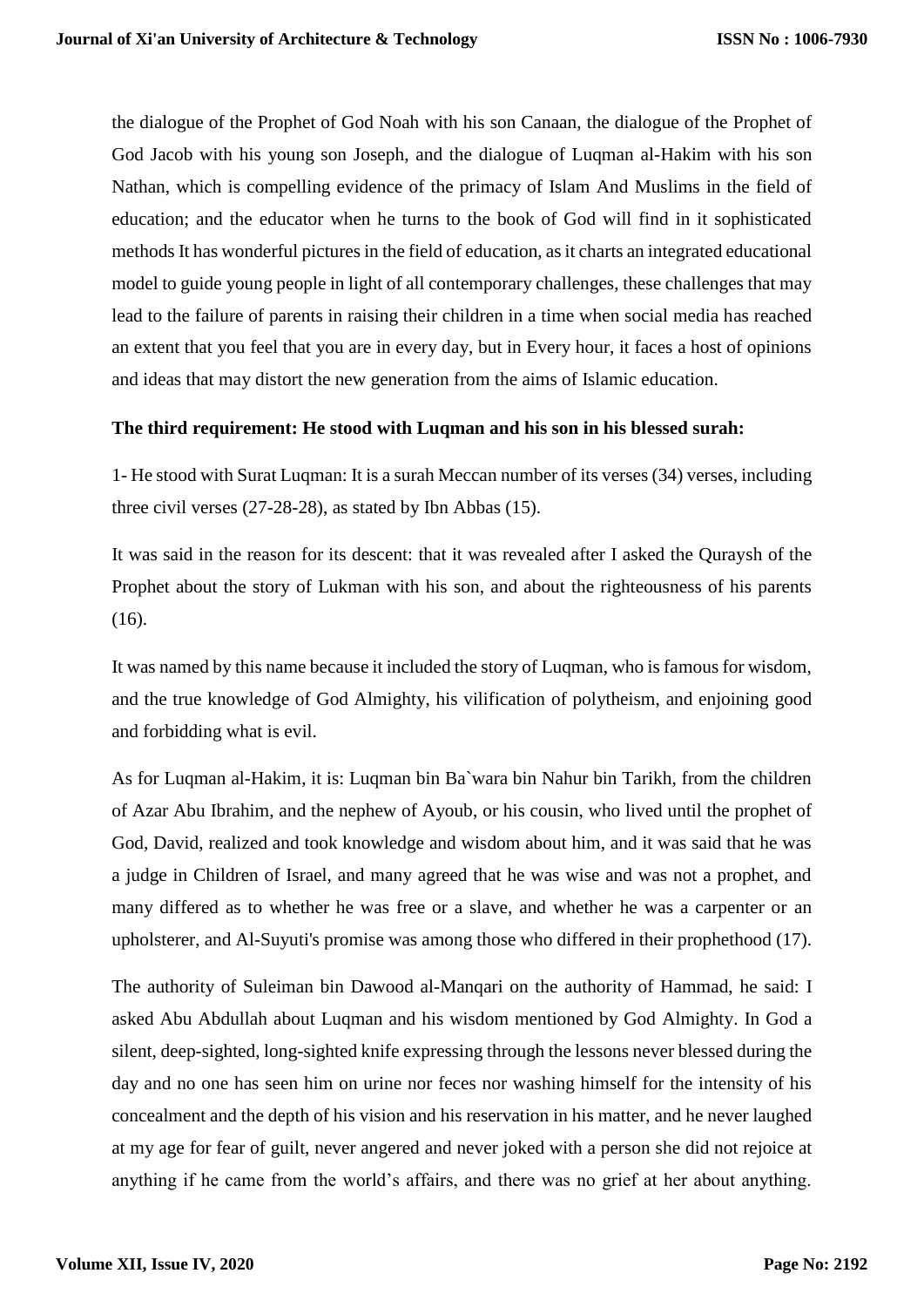the dialogue of the Prophet of God Noah with his son Canaan, the dialogue of the Prophet of God Jacob with his young son Joseph, and the dialogue of Luqman al-Hakim with his son Nathan, which is compelling evidence of the primacy of Islam And Muslims in the field of education; and the educator when he turns to the book of God will find in it sophisticated methods It has wonderful pictures in the field of education, as it charts an integrated educational model to guide young people in light of all contemporary challenges, these challenges that may lead to the failure of parents in raising their children in a time when social media has reached an extent that you feel that you are in every day, but in Every hour, it faces a host of opinions and ideas that may distort the new generation from the aims of Islamic education.

**The third requirement: He stood with Luqman and his son in his blessed surah:**

1- He stood with Surat Luqman: It is a surah Meccan number of its verses (34) verses, including three civil verses (27-28-28), as stated by Ibn Abbas (15).

It was said in the reason for its descent: that it was revealed after I asked the Quraysh of the Prophet about the story of Lukman with his son, and about the righteousness of his parents (16).

It was named by this name because it included the story of Luqman, who is famous for wisdom, and the true knowledge of God Almighty, his vilification of polytheism, and enjoining good and forbidding what is evil.

As for Luqman al-Hakim, it is: Luqman bin Ba`wara bin Nahur bin Tarikh, from the children of Azar Abu Ibrahim, and the nephew of Ayoub, or his cousin, who lived until the prophet of God, David, realized and took knowledge and wisdom about him, and it was said that he was a judge in Children of Israel, and many agreed that he was wise and was not a prophet, and many differed as to whether he was free or a slave, and whether he was a carpenter or an upholsterer, and Al-Suyuti's promise was among those who differed in their prophethood (17).

The authority of Suleiman bin Dawood al-Manqari on the authority of Hammad, he said: I asked Abu Abdullah about Luqman and his wisdom mentioned by God Almighty. In God a silent, deep-sighted, long-sighted knife expressing through the lessons never blessed during the day and no one has seen him on urine nor feces nor washing himself for the intensity of his concealment and the depth of his vision and his reservation in his matter, and he never laughed at my age for fear of guilt, never angered and never joked with a person she did not rejoice at anything if he came from the world's affairs, and there was no grief at her about anything.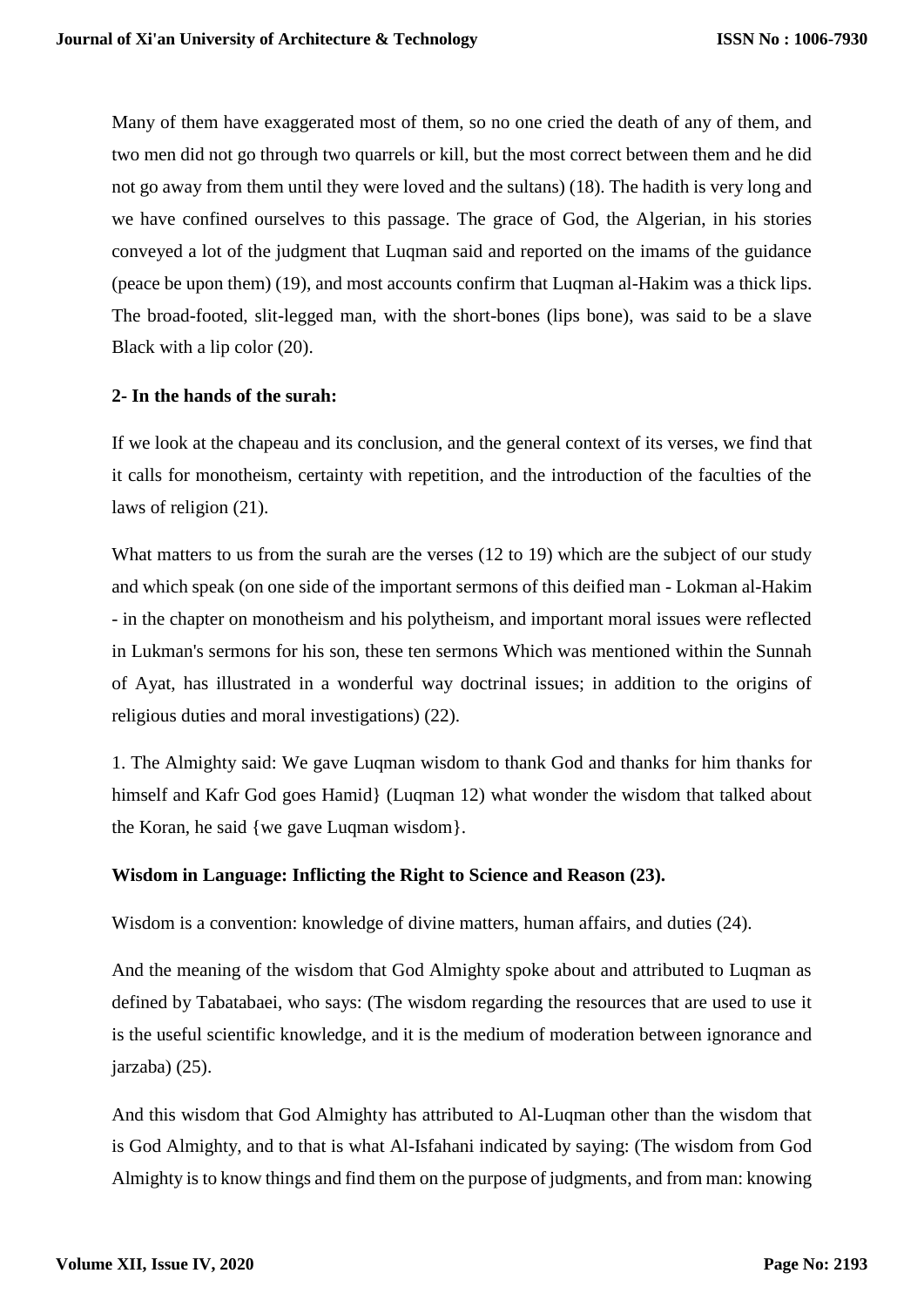Many of them have exaggerated most of them, so no one cried the death of any of them, and two men did not go through two quarrels or kill, but the most correct between them and he did not go away from them until they were loved and the sultans) (18). The hadith is very long and we have confined ourselves to this passage. The grace of God, the Algerian, in his stories conveyed a lot of the judgment that Luqman said and reported on the imams of the guidance (peace be upon them) (19), and most accounts confirm that Luqman al-Hakim was a thick lips. The broad-footed, slit-legged man, with the short-bones (lips bone), was said to be a slave Black with a lip color (20).

**2- In the hands of the surah:**

If we look at the chapeau and its conclusion, and the general context of its verses, we find that it calls for monotheism, certainty with repetition, and the introduction of the faculties of the laws of religion (21).

What matters to us from the surah are the verses (12 to 19) which are the subject of our study and which speak (on one side of the important sermons of this deified man - Lokman al-Hakim - in the chapter on monotheism and his polytheism, and important moral issues were reflected in Lukman's sermons for his son, these ten sermons Which was mentioned within the Sunnah of Ayat, has illustrated in a wonderful way doctrinal issues; in addition to the origins of religious duties and moral investigations) (22).

1. The Almighty said: We gave Luqman wisdom to thank God and thanks for him thanks for himself and Kafr God goes Hamid} (Luqman 12) what wonder the wisdom that talked about the Koran, he said {we gave Luqman wisdom}.

**Wisdom in Language: Inflicting the Right to Science and Reason (23).**

Wisdom is a convention: knowledge of divine matters, human affairs, and duties (24).

And the meaning of the wisdom that God Almighty spoke about and attributed to Luqman as defined by Tabatabaei, who says: (The wisdom regarding the resources that are used to use it is the useful scientific knowledge, and it is the medium of moderation between ignorance and jarzaba) (25).

And this wisdom that God Almighty has attributed to Al-Luqman other than the wisdom that is God Almighty, and to that is what Al-Isfahani indicated by saying: (The wisdom from God Almighty is to know things and find them on the purpose of judgments, and from man: knowing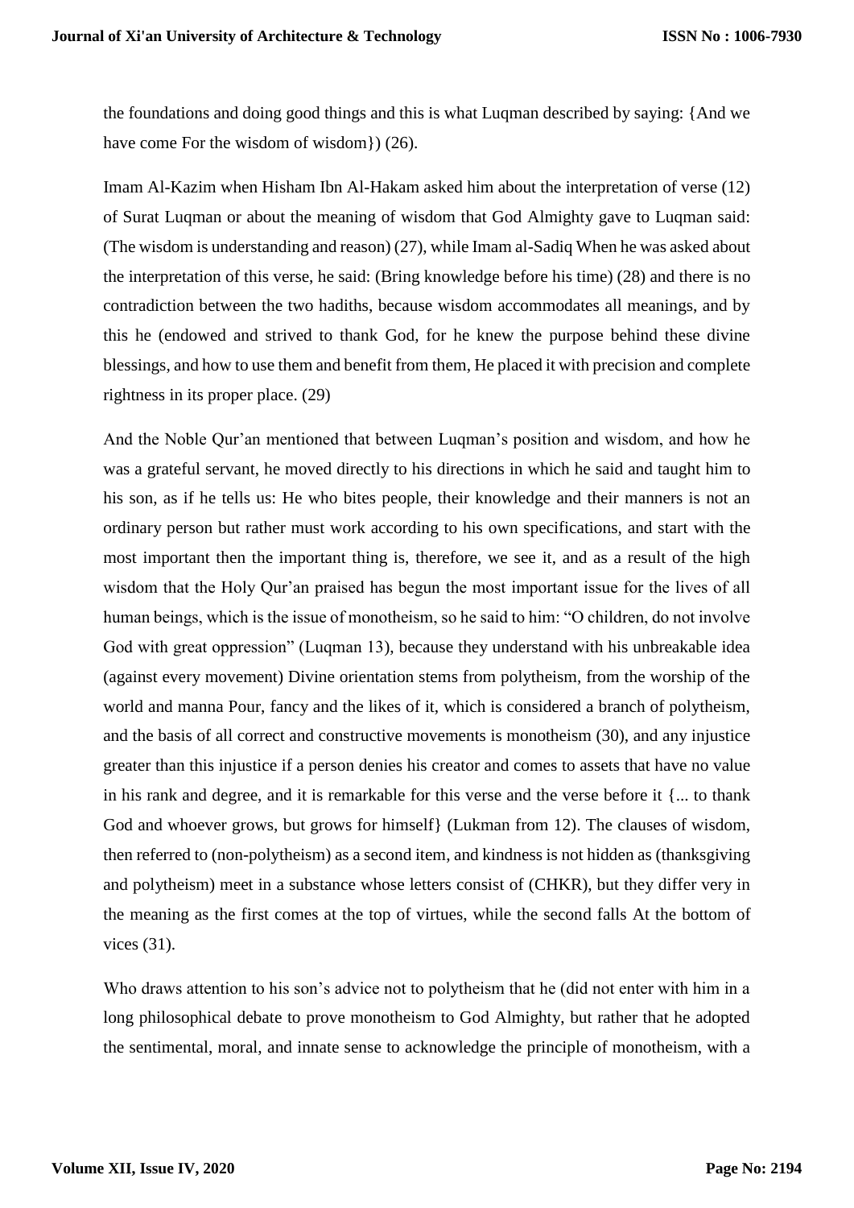the foundations and doing good things and this is what Luqman described by saying: {And we have come For the wisdom of wisdom}) (26).

Imam Al-Kazim when Hisham Ibn Al-Hakam asked him about the interpretation of verse (12) of Surat Luqman or about the meaning of wisdom that God Almighty gave to Luqman said: (The wisdom is understanding and reason) (27), while Imam al-Sadiq When he was asked about the interpretation of this verse, he said: (Bring knowledge before his time) (28) and there is no contradiction between the two hadiths, because wisdom accommodates all meanings, and by this he (endowed and strived to thank God, for he knew the purpose behind these divine blessings, and how to use them and benefit from them, He placed it with precision and complete rightness in its proper place. (29)

And the Noble Qur'an mentioned that between Luqman's position and wisdom, and how he was a grateful servant, he moved directly to his directions in which he said and taught him to his son, as if he tells us: He who bites people, their knowledge and their manners is not an ordinary person but rather must work according to his own specifications, and start with the most important then the important thing is, therefore, we see it, and as a result of the high wisdom that the Holy Qur'an praised has begun the most important issue for the lives of all human beings, which is the issue of monotheism, so he said to him: "O children, do not involve God with great oppression" (Luqman 13), because they understand with his unbreakable idea (against every movement) Divine orientation stems from polytheism, from the worship of the world and manna Pour, fancy and the likes of it, which is considered a branch of polytheism, and the basis of all correct and constructive movements is monotheism (30), and any injustice greater than this injustice if a person denies his creator and comes to assets that have no value in his rank and degree, and it is remarkable for this verse and the verse before it {... to thank God and whoever grows, but grows for himself} (Lukman from 12). The clauses of wisdom, then referred to (non-polytheism) as a second item, and kindness is not hidden as (thanksgiving and polytheism) meet in a substance whose letters consist of (CHKR), but they differ very in the meaning as the first comes at the top of virtues, while the second falls At the bottom of vices (31).

Who draws attention to his son's advice not to polytheism that he (did not enter with him in a long philosophical debate to prove monotheism to God Almighty, but rather that he adopted the sentimental, moral, and innate sense to acknowledge the principle of monotheism, with a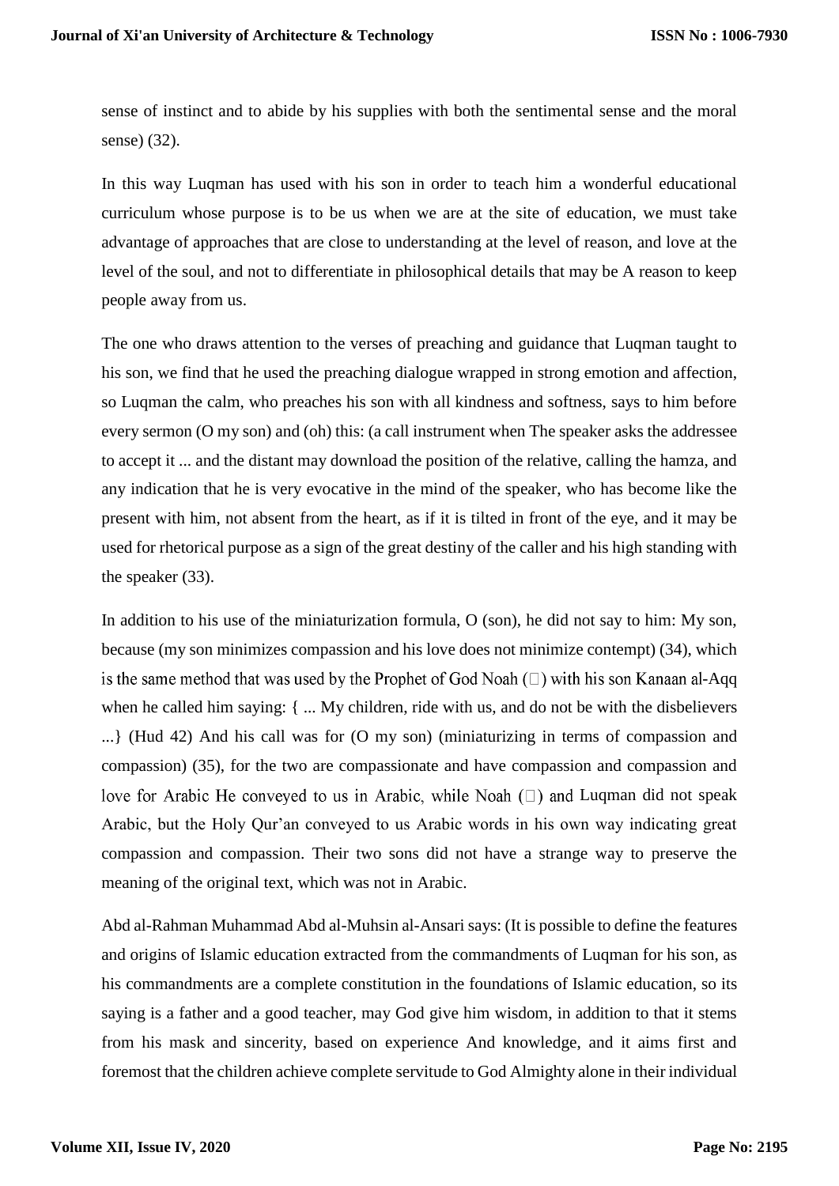sense of instinct and to abide by his supplies with both the sentimental sense and the moral sense) (32).

In this way Luqman has used with his son in order to teach him a wonderful educational curriculum whose purpose is to be us when we are at the site of education, we must take advantage of approaches that are close to understanding at the level of reason, and love at the level of the soul, and not to differentiate in philosophical details that may be A reason to keep people away from us.

The one who draws attention to the verses of preaching and guidance that Luqman taught to his son, we find that he used the preaching dialogue wrapped in strong emotion and affection, so Luqman the calm, who preaches his son with all kindness and softness, says to him before every sermon (O my son) and (oh) this: (a call instrument when The speaker asks the addressee to accept it ... and the distant may download the position of the relative, calling the hamza, and any indication that he is very evocative in the mind of the speaker, who has become like the present with him, not absent from the heart, as if it is tilted in front of the eye, and it may be used for rhetorical purpose as a sign of the great destiny of the caller and his high standing with the speaker (33).

In addition to his use of the miniaturization formula, O (son), he did not say to him: My son, because (my son minimizes compassion and his love does not minimize contempt) (34), which is the same method that was used by the Prophet of God Noah (□) with his son Kanaan al-Aqq when he called him saying: { ... My children, ride with us, and do not be with the disbelievers ...} (Hud 42) And his call was for (O my son) (miniaturizing in terms of compassion and compassion) (35), for the two are compassionate and have compassion and compassion and love for Arabic He conveyed to us in Arabic, while Noah (□) and Luqman did not speak Arabic, but the Holy Qur'an conveyed to us Arabic words in his own way indicating great compassion and compassion. Their two sons did not have a strange way to preserve the meaning of the original text, which was not in Arabic.

Abd al-Rahman Muhammad Abd al-Muhsin al-Ansari says: (It is possible to define the features and origins of Islamic education extracted from the commandments of Luqman for his son, as his commandments are a complete constitution in the foundations of Islamic education, so its saying is a father and a good teacher, may God give him wisdom, in addition to that it stems from his mask and sincerity, based on experience And knowledge, and it aims first and foremost that the children achieve complete servitude to God Almighty alone in their individual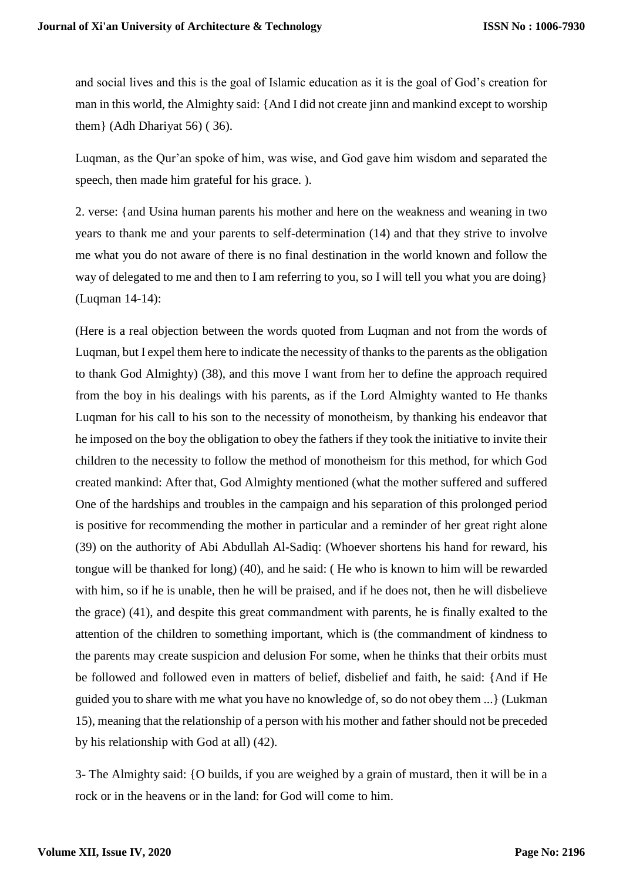and social lives and this is the goal of Islamic education as it is the goal of God's creation for man in this world, the Almighty said: {And I did not create jinn and mankind except to worship them} (Adh Dhariyat 56) ( 36).

Luqman, as the Qur'an spoke of him, was wise, and God gave him wisdom and separated the speech, then made him grateful for his grace. ).

2. verse: {and Usina human parents his mother and here on the weakness and weaning in two years to thank me and your parents to self-determination (14) and that they strive to involve me what you do not aware of there is no final destination in the world known and follow the way of delegated to me and then to I am referring to you, so I will tell you what you are doing} (Luqman 14-14):

(Here is a real objection between the words quoted from Luqman and not from the words of Luqman, but I expel them here to indicate the necessity of thanks to the parents as the obligation to thank God Almighty) (38), and this move I want from her to define the approach required from the boy in his dealings with his parents, as if the Lord Almighty wanted to He thanks Luqman for his call to his son to the necessity of monotheism, by thanking his endeavor that he imposed on the boy the obligation to obey the fathers if they took the initiative to invite their children to the necessity to follow the method of monotheism for this method, for which God created mankind: After that, God Almighty mentioned (what the mother suffered and suffered One of the hardships and troubles in the campaign and his separation of this prolonged period is positive for recommending the mother in particular and a reminder of her great right alone (39) on the authority of Abi Abdullah Al-Sadiq: (Whoever shortens his hand for reward, his tongue will be thanked for long) (40), and he said: ( He who is known to him will be rewarded with him, so if he is unable, then he will be praised, and if he does not, then he will disbelieve the grace) (41), and despite this great commandment with parents, he is finally exalted to the attention of the children to something important, which is (the commandment of kindness to the parents may create suspicion and delusion For some, when he thinks that their orbits must be followed and followed even in matters of belief, disbelief and faith, he said: {And if He guided you to share with me what you have no knowledge of, so do not obey them ...} (Lukman 15), meaning that the relationship of a person with his mother and father should not be preceded by his relationship with God at all) (42).

3- The Almighty said: {O builds, if you are weighed by a grain of mustard, then it will be in a rock or in the heavens or in the land: for God will come to him.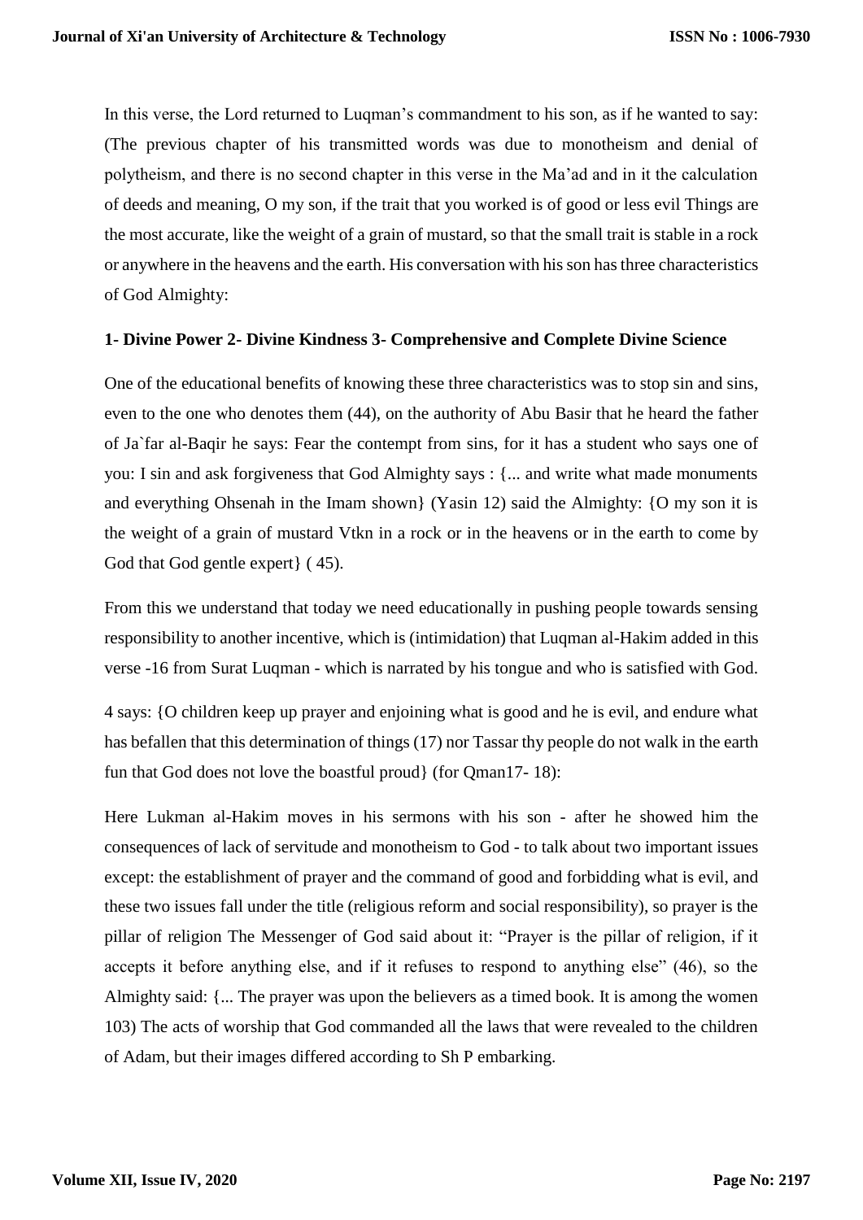In this verse, the Lord returned to Luqman's commandment to his son, as if he wanted to say: (The previous chapter of his transmitted words was due to monotheism and denial of polytheism, and there is no second chapter in this verse in the Ma'ad and in it the calculation of deeds and meaning, O my son, if the trait that you worked is of good or less evil Things are the most accurate, like the weight of a grain of mustard, so that the small trait is stable in a rock or anywhere in the heavens and the earth. His conversation with his son has three characteristics of God Almighty:

**1- Divine Power 2- Divine Kindness 3- Comprehensive and Complete Divine Science**

One of the educational benefits of knowing these three characteristics was to stop sin and sins, even to the one who denotes them (44), on the authority of Abu Basir that he heard the father of Ja`far al-Baqir he says: Fear the contempt from sins, for it has a student who says one of you: I sin and ask forgiveness that God Almighty says : {... and write what made monuments and everything Ohsenah in the Imam shown} (Yasin 12) said the Almighty: {O my son it is the weight of a grain of mustard Vtkn in a rock or in the heavens or in the earth to come by God that God gentle expert} ( 45).

From this we understand that today we need educationally in pushing people towards sensing responsibility to another incentive, which is (intimidation) that Luqman al-Hakim added in this verse -16 from Surat Luqman - which is narrated by his tongue and who is satisfied with God.

4 says: {O children keep up prayer and enjoining what is good and he is evil, and endure what has befallen that this determination of things (17) nor Tassar thy people do not walk in the earth fun that God does not love the boastful proud} (for Qman17- 18):

Here Lukman al-Hakim moves in his sermons with his son - after he showed him the consequences of lack of servitude and monotheism to God - to talk about two important issues except: the establishment of prayer and the command of good and forbidding what is evil, and these two issues fall under the title (religious reform and social responsibility), so prayer is the pillar of religion The Messenger of God said about it: "Prayer is the pillar of religion, if it accepts it before anything else, and if it refuses to respond to anything else" (46), so the Almighty said: {... The prayer was upon the believers as a timed book. It is among the women 103) The acts of worship that God commanded all the laws that were revealed to the children of Adam, but their images differed according to Sh P embarking.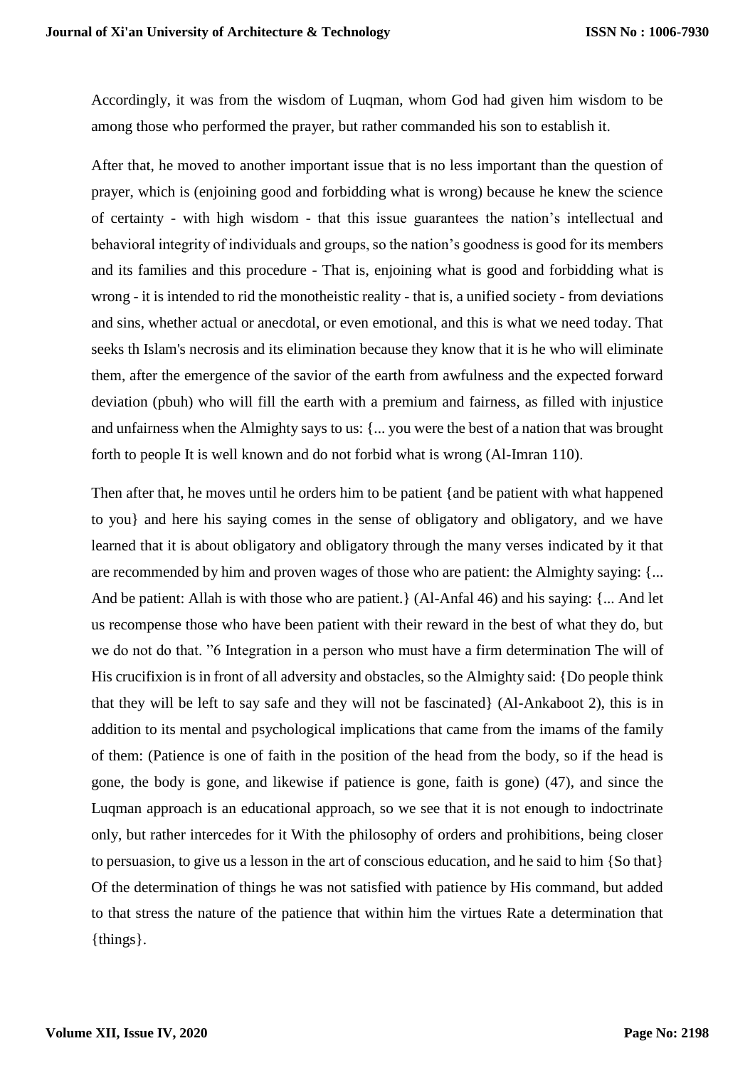Accordingly, it was from the wisdom of Luqman, whom God had given him wisdom to be among those who performed the prayer, but rather commanded his son to establish it.

After that, he moved to another important issue that is no less important than the question of prayer, which is (enjoining good and forbidding what is wrong) because he knew the science of certainty - with high wisdom - that this issue guarantees the nation's intellectual and behavioral integrity of individuals and groups, so the nation's goodness is good for its members and its families and this procedure - That is, enjoining what is good and forbidding what is wrong - it is intended to rid the monotheistic reality - that is, a unified society - from deviations and sins, whether actual or anecdotal, or even emotional, and this is what we need today. That seeks th Islam's necrosis and its elimination because they know that it is he who will eliminate them, after the emergence of the savior of the earth from awfulness and the expected forward deviation (pbuh) who will fill the earth with a premium and fairness, as filled with injustice and unfairness when the Almighty says to us: {... you were the best of a nation that was brought forth to people It is well known and do not forbid what is wrong (Al-Imran 110).

Then after that, he moves until he orders him to be patient {and be patient with what happened to you} and here his saying comes in the sense of obligatory and obligatory, and we have learned that it is about obligatory and obligatory through the many verses indicated by it that are recommended by him and proven wages of those who are patient: the Almighty saying: {... And be patient: Allah is with those who are patient.} (Al-Anfal 46) and his saying: {... And let us recompense those who have been patient with their reward in the best of what they do, but we do not do that. "6 Integration in a person who must have a firm determination The will of His crucifixion is in front of all adversity and obstacles, so the Almighty said: {Do people think that they will be left to say safe and they will not be fascinated} (Al-Ankaboot 2), this is in addition to its mental and psychological implications that came from the imams of the family of them: (Patience is one of faith in the position of the head from the body, so if the head is gone, the body is gone, and likewise if patience is gone, faith is gone) (47), and since the Luqman approach is an educational approach, so we see that it is not enough to indoctrinate only, but rather intercedes for it With the philosophy of orders and prohibitions, being closer to persuasion, to give us a lesson in the art of conscious education, and he said to him {So that} Of the determination of things he was not satisfied with patience by His command, but added to that stress the nature of the patience that within him the virtues Rate a determination that {things}.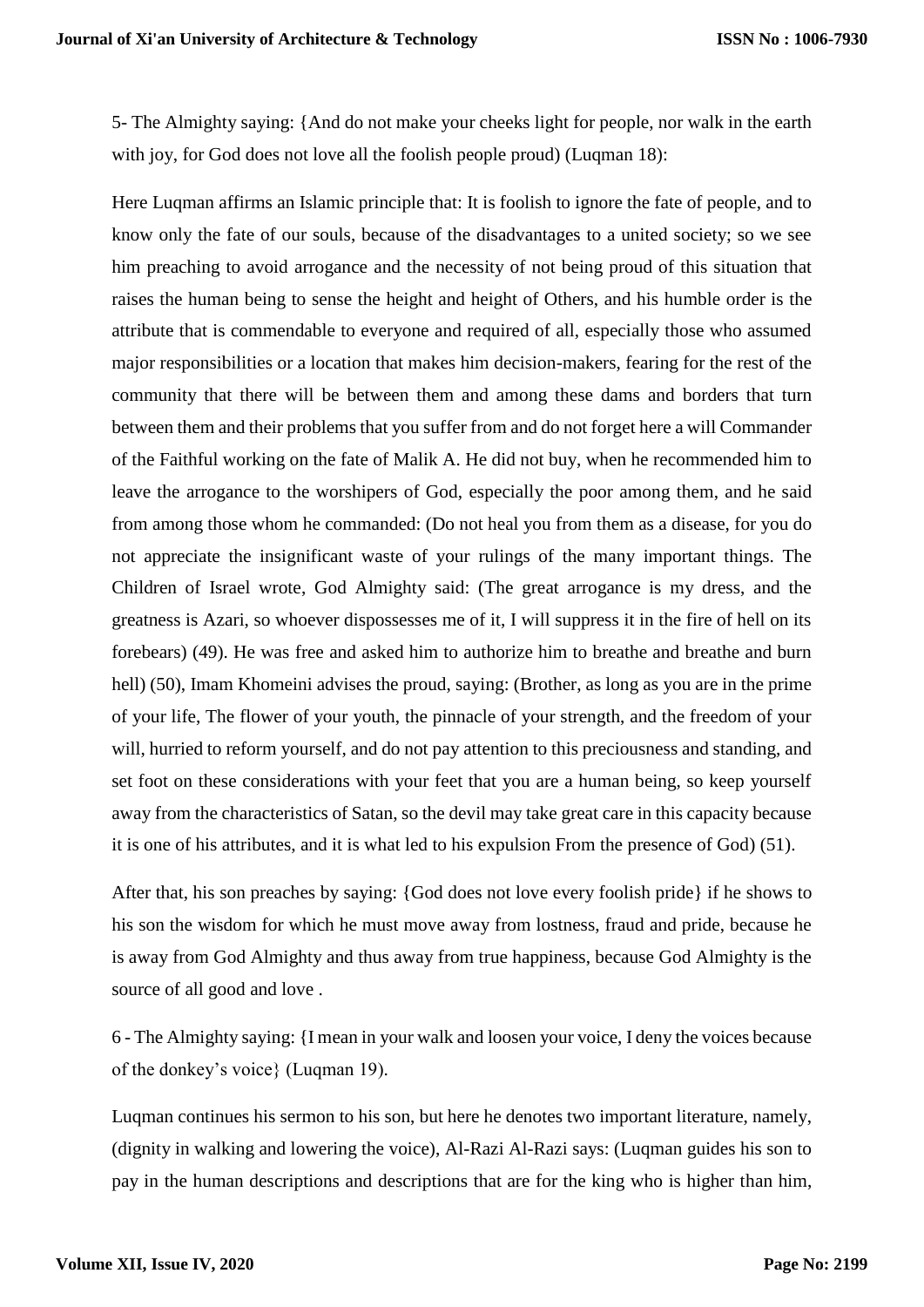5- The Almighty saying: {And do not make your cheeks light for people, nor walk in the earth with joy, for God does not love all the foolish people proud) (Luqman 18):

Here Luqman affirms an Islamic principle that: It is foolish to ignore the fate of people, and to know only the fate of our souls, because of the disadvantages to a united society; so we see him preaching to avoid arrogance and the necessity of not being proud of this situation that raises the human being to sense the height and height of Others, and his humble order is the attribute that is commendable to everyone and required of all, especially those who assumed major responsibilities or a location that makes him decision-makers, fearing for the rest of the community that there will be between them and among these dams and borders that turn between them and their problems that you suffer from and do not forget here a will Commander of the Faithful working on the fate of Malik A. He did not buy, when he recommended him to leave the arrogance to the worshipers of God, especially the poor among them, and he said from among those whom he commanded: (Do not heal you from them as a disease, for you do not appreciate the insignificant waste of your rulings of the many important things. The Children of Israel wrote, God Almighty said: (The great arrogance is my dress, and the greatness is Azari, so whoever dispossesses me of it, I will suppress it in the fire of hell on its forebears) (49). He was free and asked him to authorize him to breathe and breathe and burn hell) (50), Imam Khomeini advises the proud, saying: (Brother, as long as you are in the prime of your life, The flower of your youth, the pinnacle of your strength, and the freedom of your will, hurried to reform yourself, and do not pay attention to this preciousness and standing, and set foot on these considerations with your feet that you are a human being, so keep yourself away from the characteristics of Satan, so the devil may take great care in this capacity because it is one of his attributes, and it is what led to his expulsion From the presence of God) (51).

After that, his son preaches by saying: {God does not love every foolish pride} if he shows to his son the wisdom for which he must move away from lostness, fraud and pride, because he is away from God Almighty and thus away from true happiness, because God Almighty is the source of all good and love .

6 - The Almighty saying: {I mean in your walk and loosen your voice, I deny the voices because of the donkey's voice} (Luqman 19).

Luqman continues his sermon to his son, but here he denotes two important literature, namely, (dignity in walking and lowering the voice), Al-Razi Al-Razi says: (Luqman guides his son to pay in the human descriptions and descriptions that are for the king who is higher than him,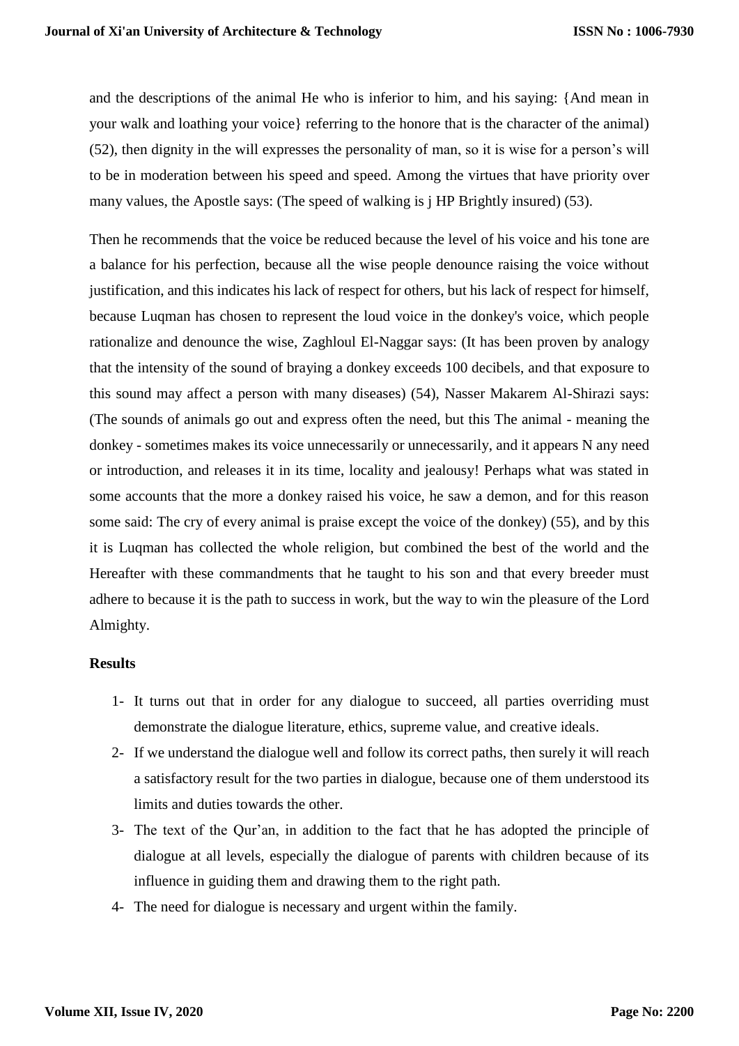and the descriptions of the animal He who is inferior to him, and his saying: {And mean in your walk and loathing your voice} referring to the honore that is the character of the animal) (52), then dignity in the will expresses the personality of man, so it is wise for a person's will to be in moderation between his speed and speed. Among the virtues that have priority over many values, the Apostle says: (The speed of walking is j HP Brightly insured) (53).

Then he recommends that the voice be reduced because the level of his voice and his tone are a balance for his perfection, because all the wise people denounce raising the voice without justification, and this indicates his lack of respect for others, but his lack of respect for himself, because Luqman has chosen to represent the loud voice in the donkey's voice, which people rationalize and denounce the wise, Zaghloul El-Naggar says: (It has been proven by analogy that the intensity of the sound of braying a donkey exceeds 100 decibels, and that exposure to this sound may affect a person with many diseases) (54), Nasser Makarem Al-Shirazi says: (The sounds of animals go out and express often the need, but this The animal - meaning the donkey - sometimes makes its voice unnecessarily or unnecessarily, and it appears N any need or introduction, and releases it in its time, locality and jealousy! Perhaps what was stated in some accounts that the more a donkey raised his voice, he saw a demon, and for this reason some said: The cry of every animal is praise except the voice of the donkey) (55), and by this it is Luqman has collected the whole religion, but combined the best of the world and the Hereafter with these commandments that he taught to his son and that every breeder must adhere to because it is the path to success in work, but the way to win the pleasure of the Lord Almighty.

**Results**

1- It turns out that in order for any dialogue to succeed, all parties overriding must demonstrate the dialogue literature, ethics, supreme value, and creative ideals.

2- If we understand the dialogue well and follow its correct paths, then surely it will reach a satisfactory result for the two parties in dialogue, because one of them understood its limits and duties towards the other.

3- The text of the Qur'an, in addition to the fact that he has adopted the principle of dialogue at all levels, especially the dialogue of parents with children because of its influence in guiding them and drawing them to the right path.

4- The need for dialogue is necessary and urgent within the family.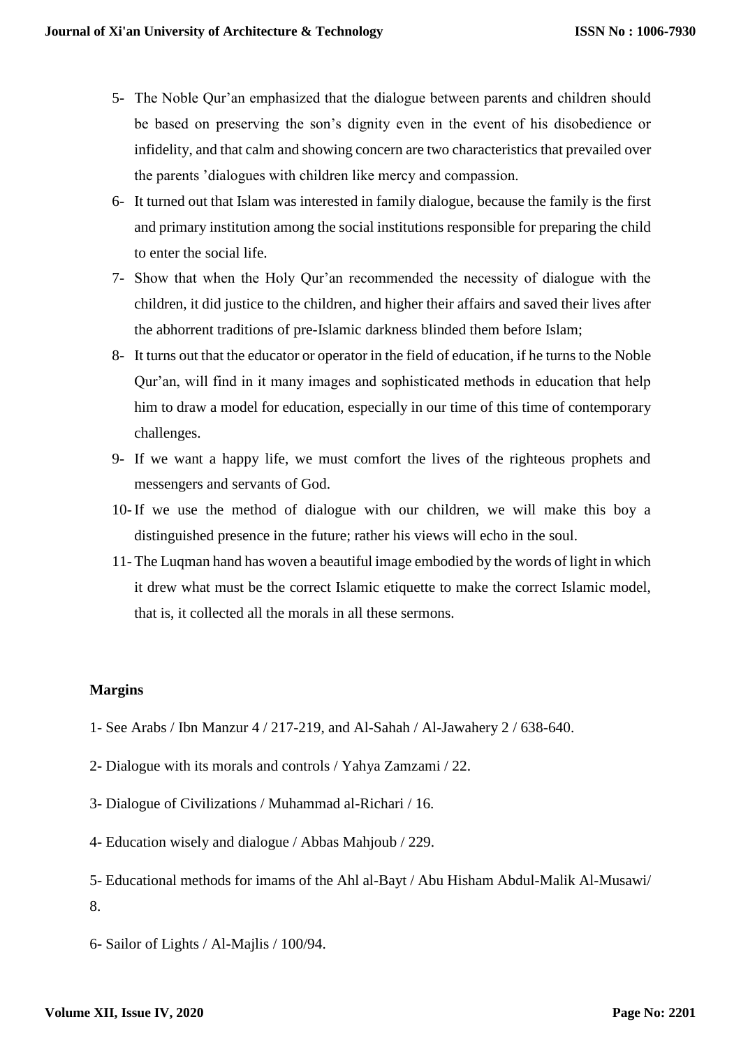5- The Noble Qur'an emphasized that the dialogue between parents and children should be based on preserving the son's dignity even in the event of his disobedience or infidelity, and that calm and showing concern are two characteristics that prevailed over the parents 'dialogues with children like mercy and compassion.

6- It turned out that Islam was interested in family dialogue, because the family is the first and primary institution among the social institutions responsible for preparing the child to enter the social life.

7- Show that when the Holy Qur'an recommended the necessity of dialogue with the children, it did justice to the children, and higher their affairs and saved their lives after the abhorrent traditions of pre-Islamic darkness blinded them before Islam;

8- It turns out that the educator or operator in the field of education, if he turns to the Noble Qur'an, will find in it many images and sophisticated methods in education that help him to draw a model for education, especially in our time of this time of contemporary challenges.

9- If we want a happy life, we must comfort the lives of the righteous prophets and messengers and servants of God.

10- If we use the method of dialogue with our children, we will make this boy a distinguished presence in the future; rather his views will echo in the soul.

11- The Luqman hand has woven a beautiful image embodied by the words of light in which it drew what must be the correct Islamic etiquette to make the correct Islamic model, that is, it collected all the morals in all these sermons.

**Margins**

1- See Arabs / Ibn Manzur 4 / 217-219, and Al-Sahah / Al-Jawahery 2 / 638-640.

2- Dialogue with its morals and controls / Yahya Zamzami / 22.

3- Dialogue of Civilizations / Muhammad al-Richari / 16.

4- Education wisely and dialogue / Abbas Mahjoub / 229.

5- Educational methods for imams of the Ahl al-Bayt / Abu Hisham Abdul-Malik Al-Musawi/ 8.

6- Sailor of Lights / Al-Majlis / 100/94.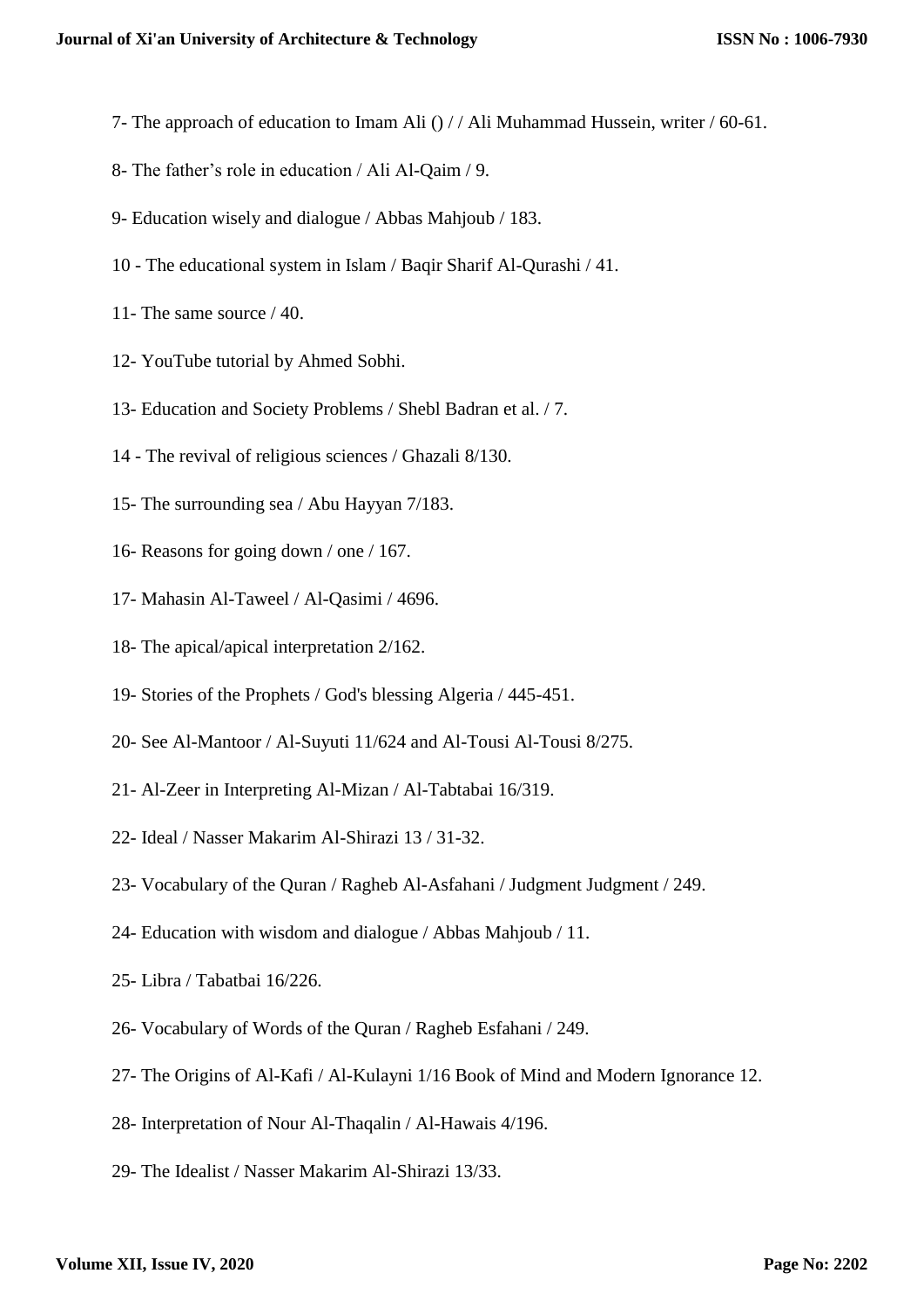7- The approach of education to Imam Ali () / / Ali Muhammad Hussein, writer / 60-61.

8- The father’s role in education / Ali Al-Qaim / 9.

9- Education wisely and dialogue / Abbas Mahjoub / 183.

10 - The educational system in Islam / Baqir Sharif Al-Qurashi / 41.

11- The same source / 40.

12- YouTube tutorial by Ahmed Sobhi.

13- Education and Society Problems / Shebl Badran et al. / 7.

14 - The revival of religious sciences / Ghazali 8/130.

15- The surrounding sea / Abu Hayyan 7/183.

16- Reasons for going down / one / 167.

17- Mahasin Al-Taweel / Al-Qasimi / 4696.

18- The apical/apical interpretation 2/162.

19- Stories of the Prophets / God's blessing Algeria / 445-451.

20- See Al-Mantoor / Al-Suyuti 11/624 and Al-Tousi Al-Tousi 8/275.

21- Al-Zeer in Interpreting Al-Mizan / Al-Tabtabai 16/319.

22- Ideal / Nasser Makarim Al-Shirazi 13 / 31-32.

23- Vocabulary of the Quran / Ragheb Al-Asfahani / Judgment Judgment / 249.

24- Education with wisdom and dialogue / Abbas Mahjoub / 11.

25- Libra / Tabatbai 16/226.

26- Vocabulary of Words of the Quran / Ragheb Esfahani / 249.

27- The Origins of Al-Kafi / Al-Kulayni 1/16 Book of Mind and Modern Ignorance 12.

28- Interpretation of Nour Al-Thaqalin / Al-Hawais 4/196.

29- The Idealist / Nasser Makarim Al-Shirazi 13/33.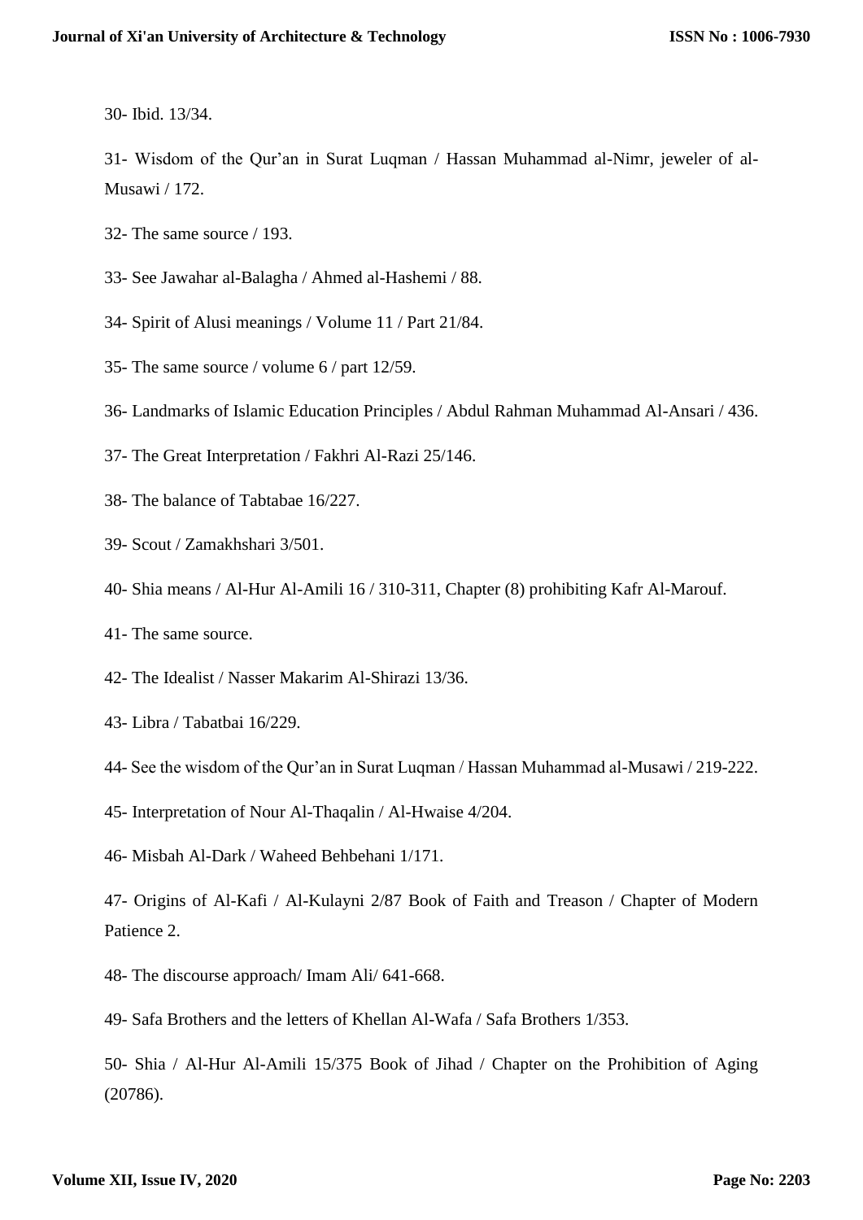30- Ibid. 13/34.

31- Wisdom of the Qur'an in Surat Luqman / Hassan Muhammad al-Nimr, jeweler of al-Musawi / 172.

32- The same source / 193.

33- See Jawahar al-Balagha / Ahmed al-Hashemi / 88.

34- Spirit of Alusi meanings / Volume 11 / Part 21/84.

35- The same source / volume 6 / part 12/59.

36- Landmarks of Islamic Education Principles / Abdul Rahman Muhammad Al-Ansari / 436.

37- The Great Interpretation / Fakhri Al-Razi 25/146.

38- The balance of Tabtabae 16/227.

39- Scout / Zamakhshari 3/501.

40- Shia means / Al-Hur Al-Amili 16 / 310-311, Chapter (8) prohibiting Kafr Al-Marouf.

41- The same source.

42- The Idealist / Nasser Makarim Al-Shirazi 13/36.

43- Libra / Tabatbai 16/229.

44- See the wisdom of the Qur'an in Surat Luqman / Hassan Muhammad al-Musawi / 219-222.

45- Interpretation of Nour Al-Thaqalin / Al-Hwaise 4/204.

46- Misbah Al-Dark / Waheed Behbehani 1/171.

47- Origins of Al-Kafi / Al-Kulayni 2/87 Book of Faith and Treason / Chapter of Modern Patience 2.

48- The discourse approach/ Imam Ali/ 641-668.

49- Safa Brothers and the letters of Khellan Al-Wafa / Safa Brothers 1/353.

50- Shia / Al-Hur Al-Amili 15/375 Book of Jihad / Chapter on the Prohibition of Aging (20786).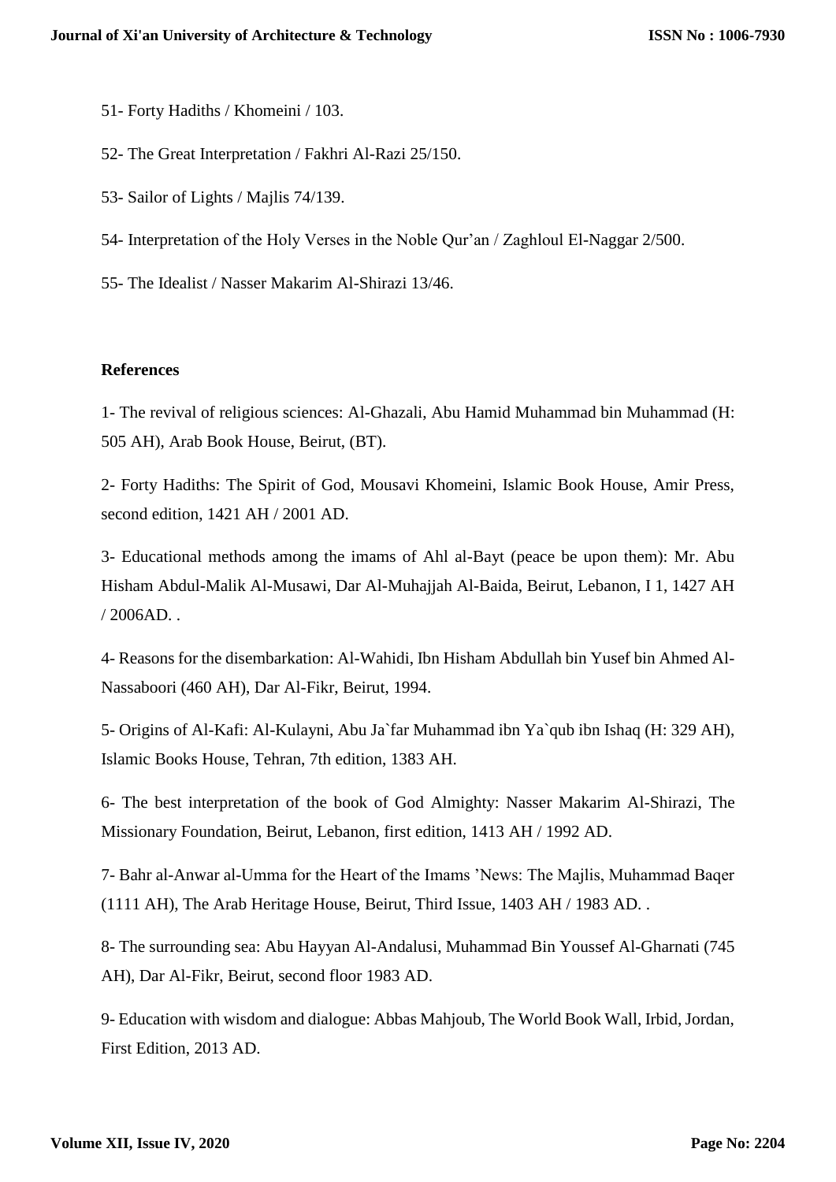51- Forty Hadiths / Khomeini / 103.

52- The Great Interpretation / Fakhri Al-Razi 25/150.

53- Sailor of Lights / Majlis 74/139.

54- Interpretation of the Holy Verses in the Noble Qur'an / Zaghloul El-Naggar 2/500.

55- The Idealist / Nasser Makarim Al-Shirazi 13/46.

**References**

1- The revival of religious sciences: Al-Ghazali, Abu Hamid Muhammad bin Muhammad (H: 505 AH), Arab Book House, Beirut, (BT).

2- Forty Hadiths: The Spirit of God, Mousavi Khomeini, Islamic Book House, Amir Press, second edition, 1421 AH / 2001 AD.

3- Educational methods among the imams of Ahl al-Bayt (peace be upon them): Mr. Abu Hisham Abdul-Malik Al-Musawi, Dar Al-Muhajjah Al-Baida, Beirut, Lebanon, I 1, 1427 AH / 2006AD. .

4- Reasons for the disembarkation: Al-Wahidi, Ibn Hisham Abdullah bin Yusef bin Ahmed Al-Nassaboori (460 AH), Dar Al-Fikr, Beirut, 1994.

5- Origins of Al-Kafi: Al-Kulayni, Abu Ja`far Muhammad ibn Ya`qub ibn Ishaq (H: 329 AH), Islamic Books House, Tehran, 7th edition, 1383 AH.

6- The best interpretation of the book of God Almighty: Nasser Makarim Al-Shirazi, The Missionary Foundation, Beirut, Lebanon, first edition, 1413 AH / 1992 AD.

7- Bahr al-Anwar al-Umma for the Heart of the Imams 'News: The Majlis, Muhammad Baqer (1111 AH), The Arab Heritage House, Beirut, Third Issue, 1403 AH / 1983 AD. .

8- The surrounding sea: Abu Hayyan Al-Andalusi, Muhammad Bin Youssef Al-Gharnati (745 AH), Dar Al-Fikr, Beirut, second floor 1983 AD.

9- Education with wisdom and dialogue: Abbas Mahjoub, The World Book Wall, Irbid, Jordan, First Edition, 2013 AD.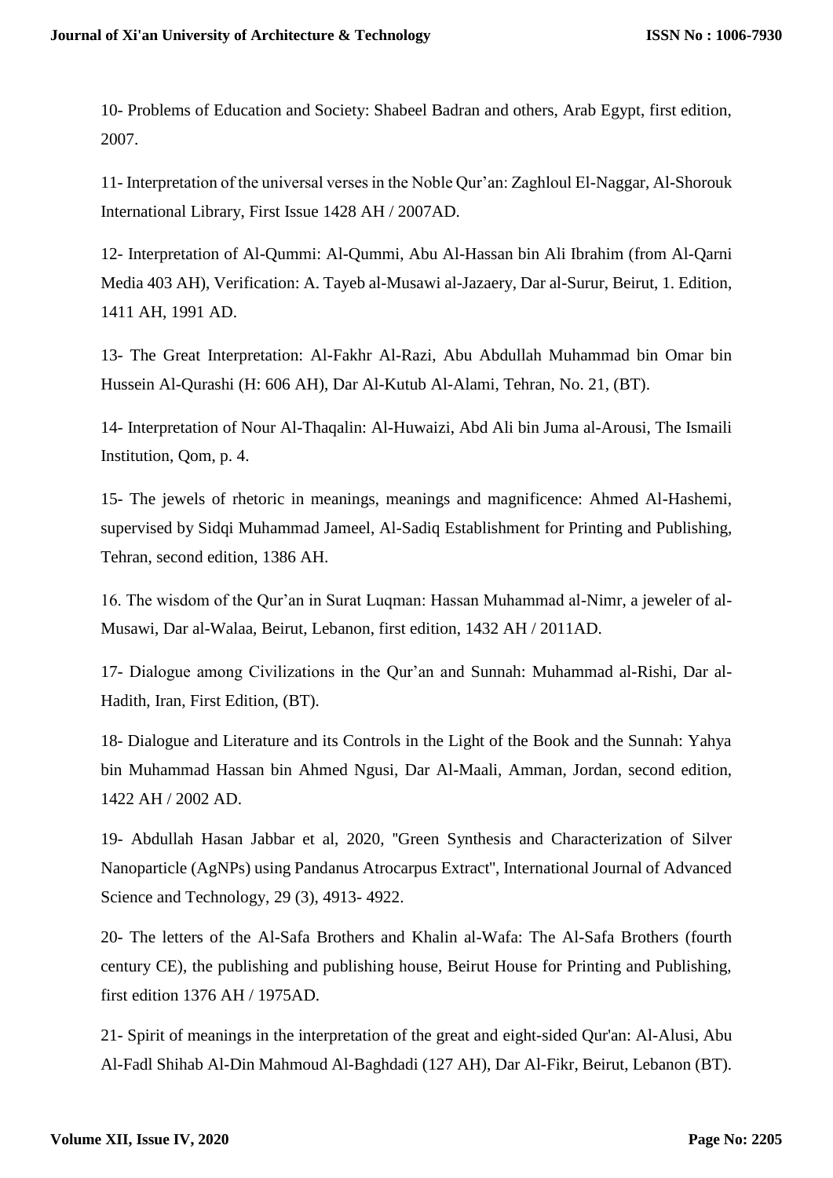10- Problems of Education and Society: Shabeel Badran and others, Arab Egypt, first edition, 2007.

11- Interpretation of the universal verses in the Noble Qur'an: Zaghloul El-Naggar, Al-Shorouk International Library, First Issue 1428 AH / 2007AD.

12- Interpretation of Al-Qummi: Al-Qummi, Abu Al-Hassan bin Ali Ibrahim (from Al-Qarni Media 403 AH), Verification: A. Tayeb al-Musawi al-Jazaery, Dar al-Surur, Beirut, 1. Edition, 1411 AH, 1991 AD.

13- The Great Interpretation: Al-Fakhr Al-Razi, Abu Abdullah Muhammad bin Omar bin Hussein Al-Qurashi (H: 606 AH), Dar Al-Kutub Al-Alami, Tehran, No. 21, (BT).

14- Interpretation of Nour Al-Thaqalin: Al-Huwaizi, Abd Ali bin Juma al-Arousi, The Ismaili Institution, Qom, p. 4.

15- The jewels of rhetoric in meanings, meanings and magnificence: Ahmed Al-Hashemi, supervised by Sidqi Muhammad Jameel, Al-Sadiq Establishment for Printing and Publishing, Tehran, second edition, 1386 AH.

16. The wisdom of the Qur'an in Surat Luqman: Hassan Muhammad al-Nimr, a jeweler of al-Musawi, Dar al-Walaa, Beirut, Lebanon, first edition, 1432 AH / 2011AD.

17- Dialogue among Civilizations in the Qur'an and Sunnah: Muhammad al-Rishi, Dar al-Hadith, Iran, First Edition, (BT).

18- Dialogue and Literature and its Controls in the Light of the Book and the Sunnah: Yahya bin Muhammad Hassan bin Ahmed Ngusi, Dar Al-Maali, Amman, Jordan, second edition, 1422 AH / 2002 AD.

19- Abdullah Hasan Jabbar et al, 2020, "Green Synthesis and Characterization of Silver Nanoparticle (AgNPs) using Pandanus Atrocarpus Extract", International Journal of Advanced Science and Technology, 29 (3), 4913- 4922.

20- The letters of the Al-Safa Brothers and Khalin al-Wafa: The Al-Safa Brothers (fourth century CE), the publishing and publishing house, Beirut House for Printing and Publishing, first edition 1376 AH / 1975AD.

21- Spirit of meanings in the interpretation of the great and eight-sided Qur'an: Al-Alusi, Abu Al-Fadl Shihab Al-Din Mahmoud Al-Baghdadi (127 AH), Dar Al-Fikr, Beirut, Lebanon (BT).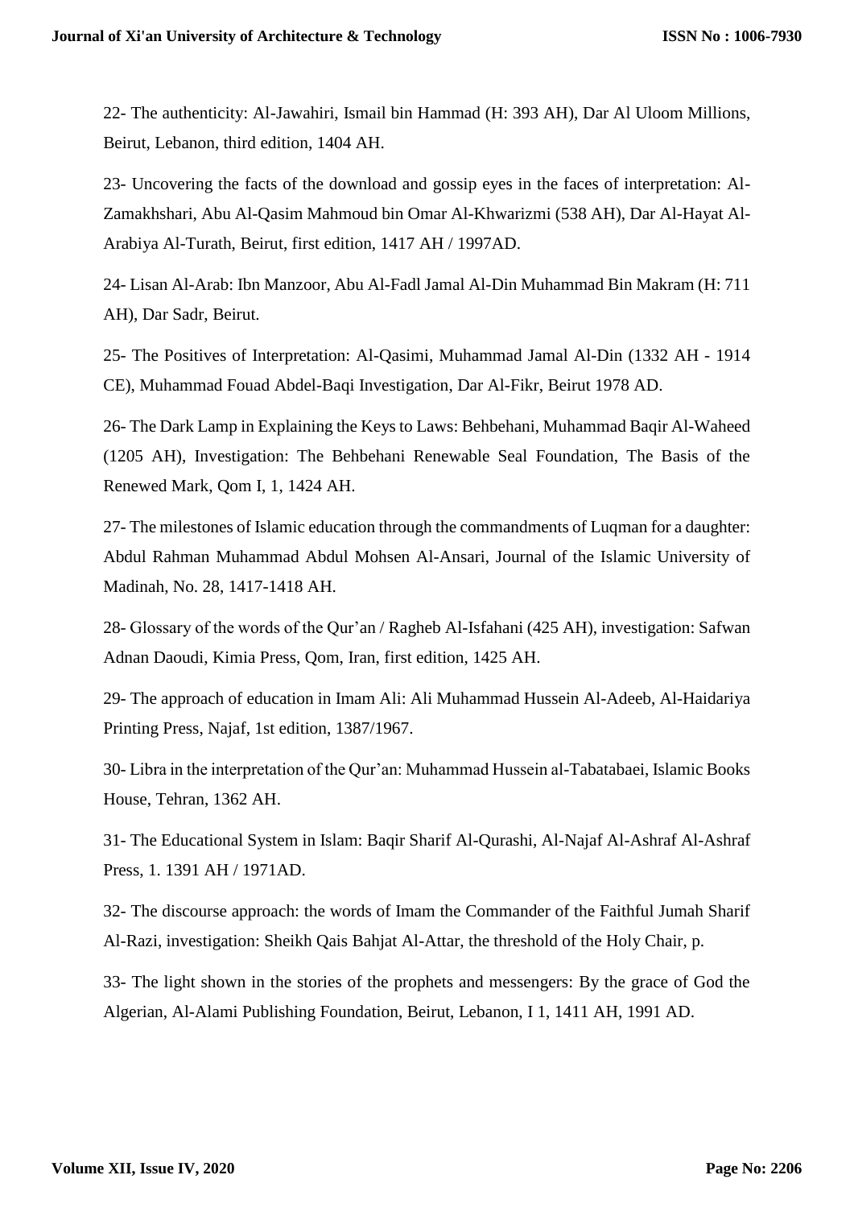22- The authenticity: Al-Jawahiri, Ismail bin Hammad (H: 393 AH), Dar Al Uloom Millions, Beirut, Lebanon, third edition, 1404 AH.

23- Uncovering the facts of the download and gossip eyes in the faces of interpretation: Al-Zamakhshari, Abu Al-Qasim Mahmoud bin Omar Al-Khwarizmi (538 AH), Dar Al-Hayat Al-Arabiya Al-Turath, Beirut, first edition, 1417 AH / 1997AD.

24- Lisan Al-Arab: Ibn Manzoor, Abu Al-Fadl Jamal Al-Din Muhammad Bin Makram (H: 711 AH), Dar Sadr, Beirut.

25- The Positives of Interpretation: Al-Qasimi, Muhammad Jamal Al-Din (1332 AH - 1914 CE), Muhammad Fouad Abdel-Baqi Investigation, Dar Al-Fikr, Beirut 1978 AD.

26- The Dark Lamp in Explaining the Keys to Laws: Behbehani, Muhammad Baqir Al-Waheed (1205 AH), Investigation: The Behbehani Renewable Seal Foundation, The Basis of the Renewed Mark, Qom I, 1, 1424 AH.

27- The milestones of Islamic education through the commandments of Luqman for a daughter: Abdul Rahman Muhammad Abdul Mohsen Al-Ansari, Journal of the Islamic University of Madinah, No. 28, 1417-1418 AH.

28- Glossary of the words of the Qur'an / Ragheb Al-Isfahani (425 AH), investigation: Safwan Adnan Daoudi, Kimia Press, Qom, Iran, first edition, 1425 AH.

29- The approach of education in Imam Ali: Ali Muhammad Hussein Al-Adeeb, Al-Haidariya Printing Press, Najaf, 1st edition, 1387/1967.

30- Libra in the interpretation of the Qur'an: Muhammad Hussein al-Tabatabaei, Islamic Books House, Tehran, 1362 AH.

31- The Educational System in Islam: Baqir Sharif Al-Qurashi, Al-Najaf Al-Ashraf Al-Ashraf Press, 1. 1391 AH / 1971AD.

32- The discourse approach: the words of Imam the Commander of the Faithful Jumah Sharif Al-Razi, investigation: Sheikh Qais Bahjat Al-Attar, the threshold of the Holy Chair, p.

33- The light shown in the stories of the prophets and messengers: By the grace of God the Algerian, Al-Alami Publishing Foundation, Beirut, Lebanon, I 1, 1411 AH, 1991 AD.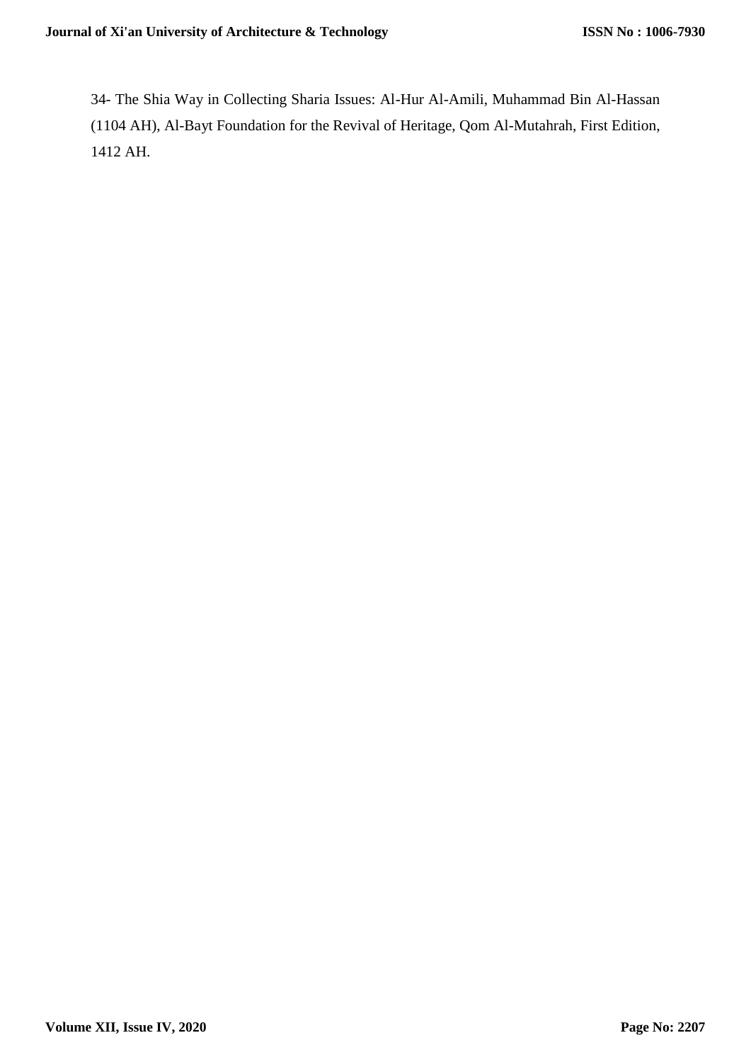34- The Shia Way in Collecting Sharia Issues: Al-Hur Al-Amili, Muhammad Bin Al-Hassan (1104 AH), Al-Bayt Foundation for the Revival of Heritage, Qom Al-Mutahrah, First Edition, 1412 AH.